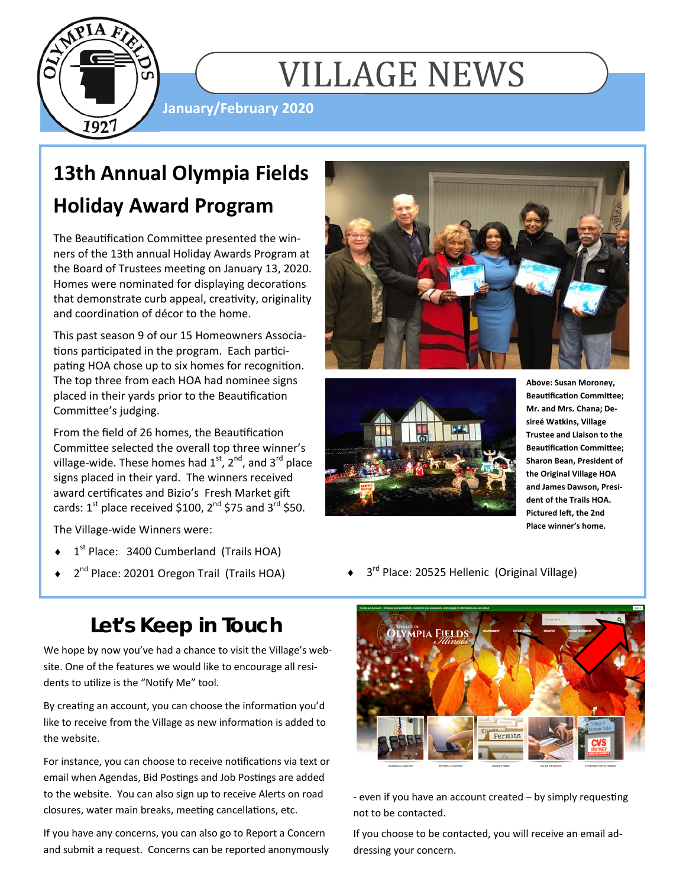# VILLAGE NEWS

**January/February 2020**

## 13th Annual Olympia Fields Holiday Award Program

The Beautification Committee presented the winners of the 13th annual Holiday Awards Program at the Board of Trustees meeting on January 13, 2020. Homes were nominated for displaying decorations that demonstrate curb appeal, creativity, originality and coordination of décor to the home.

This past season 9 of our 15 Homeowners Associations participated in the program. Each participating HOA chose up to six homes for recognition. The top three from each HOA had nominee signs placed in their yards prior to the Beautification Committee's judging.

From the field of 26 homes, the Beautification Committee selected the overall top three winner's village-wide. These homes had 1st, 2nd, and 3rd place signs placed in their yard. The winners received award certificates and Bizio's Fresh Market gift cards: 1st place received $100, 2nd $75 and 3rd $50.

The Village-wide Winners were:

- 1st Place: 3400 Cumberland (Trails HOA)
- 2nd Place: 20201 Oregon Trail (Trails HOA)
- 3rd Place: 20525 Hellenic (Original Village)

**Above: Susan Moroney, Beautification Committee; Mr. and Mrs. Chana; Desireé Watkins, Village Trustee and Liaison to the Beautification Committee; Sharon Bean, President of the Original Village HOA and James Dawson, President of the Trails HOA. Pictured left, the 2nd Place winner's home.**

## Let's Keep in Touch

We hope by now you've had a chance to visit the Village's website. One of the features we would like to encourage all residents to utilize is the "Notify Me" tool.

By creating an account, you can choose the information you'd like to receive from the Village as new information is added to the website.

For instance, you can choose to receive notifications via text or email when Agendas, Bid Postings and Job Postings are added to the website. You can also sign up to receive Alerts on road closures, water main breaks, meeting cancellations, etc.

If you have any concerns, you can also go to Report a Concern and submit a request. Concerns can be reported anonymously - even if you have an account created – by simply requesting not to be contacted.

If you choose to be contacted, you will receive an email addressing your concern.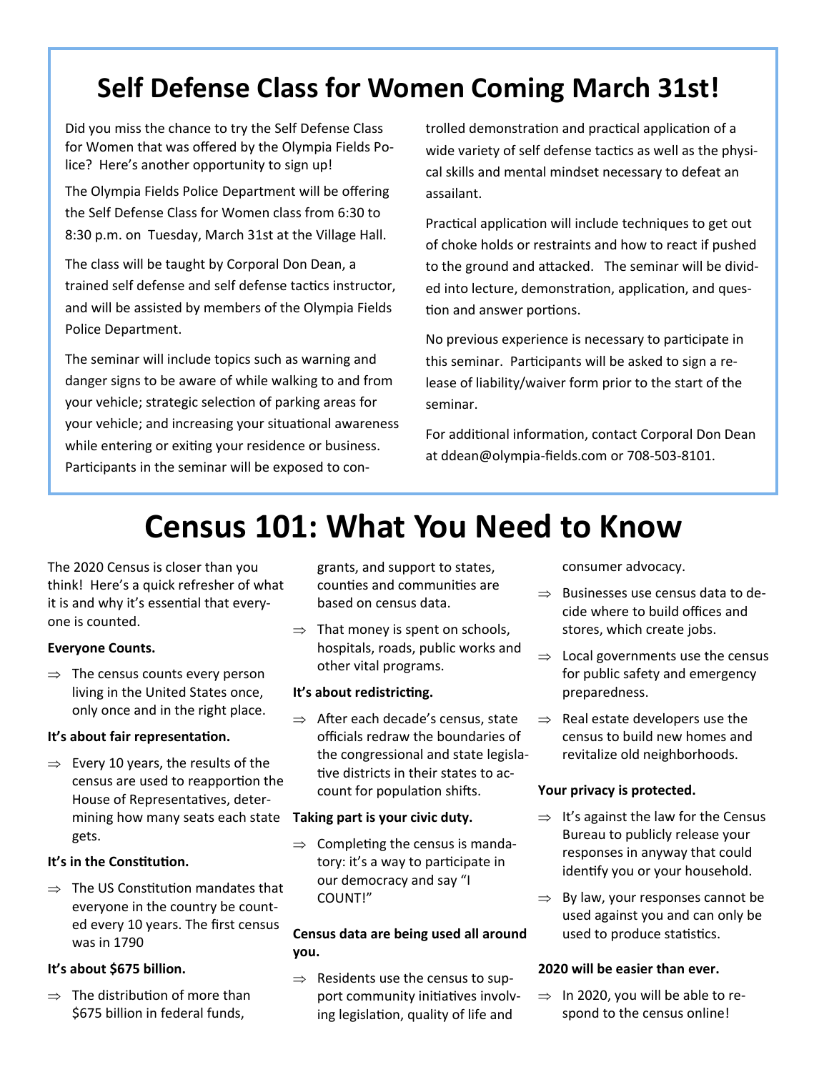# Self Defense Class for Women Coming March 31st!

Did you miss the chance to try the Self Defense Class for Women that was offered by the Olympia Fields Police? Here's another opportunity to sign up!

The Olympia Fields Police Department will be offering the Self Defense Class for Women class from 6:30 to 8:30 p.m. on Tuesday, March 31st at the Village Hall.

The class will be taught by Corporal Don Dean, a trained self defense and self defense tactics instructor, and will be assisted by members of the Olympia Fields Police Department.

The seminar will include topics such as warning and danger signs to be aware of while walking to and from your vehicle; strategic selection of parking areas for your vehicle; and increasing your situational awareness while entering or exiting your residence or business. Participants in the seminar will be exposed to controlled demonstration and practical application of a wide variety of self defense tactics as well as the physical skills and mental mindset necessary to defeat an assailant.

Practical application will include techniques to get out of choke holds or restraints and how to react if pushed to the ground and attacked. The seminar will be divided into lecture, demonstration, application, and question and answer portions.

No previous experience is necessary to participate in this seminar. Participants will be asked to sign a release of liability/waiver form prior to the start of the seminar.

For additional information, contact Corporal Don Dean at ddean@olympia-fields.com or 708-503-8101.

# Census 101: What You Need to Know

The 2020 Census is closer than you think! Here's a quick refresher of what it is and why it's essential that everyone is counted.

**Everyone Counts.**

- ⇒ The census counts every person living in the United States once, only once and in the right place.

**It's about fair representation.**

- ⇒ Every 10 years, the results of the census are used to reapportion the House of Representatives, determining how many seats each state gets.

**It's in the Constitution.**

- ⇒ The US Constitution mandates that everyone in the country be counted every 10 years. The first census was in 1790

**It's about $675 billion.**

- ⇒ The distribution of more than $675 billion in federal funds, grants, and support to states, counties and communities are based on census data.
- ⇒ That money is spent on schools, hospitals, roads, public works and other vital programs.

**It's about redistricting.**

- ⇒ After each decade's census, state officials redraw the boundaries of the congressional and state legislative districts in their states to account for population shifts.

**Taking part is your civic duty.**

- ⇒ Completing the census is mandatory: it's a way to participate in our democracy and say "I COUNT!"

**Census data are being used all around you.**

- ⇒ Residents use the census to support community initiatives involving legislation, quality of life and consumer advocacy.
- ⇒ Businesses use census data to decide where to build offices and stores, which create jobs.
- ⇒ Local governments use the census for public safety and emergency preparedness.
- ⇒ Real estate developers use the census to build new homes and revitalize old neighborhoods.

**Your privacy is protected.**

- ⇒ It's against the law for the Census Bureau to publicly release your responses in anyway that could identify you or your household.
- ⇒ By law, your responses cannot be used against you and can only be used to produce statistics.

**2020 will be easier than ever.**

- ⇒ In 2020, you will be able to respond to the census online!